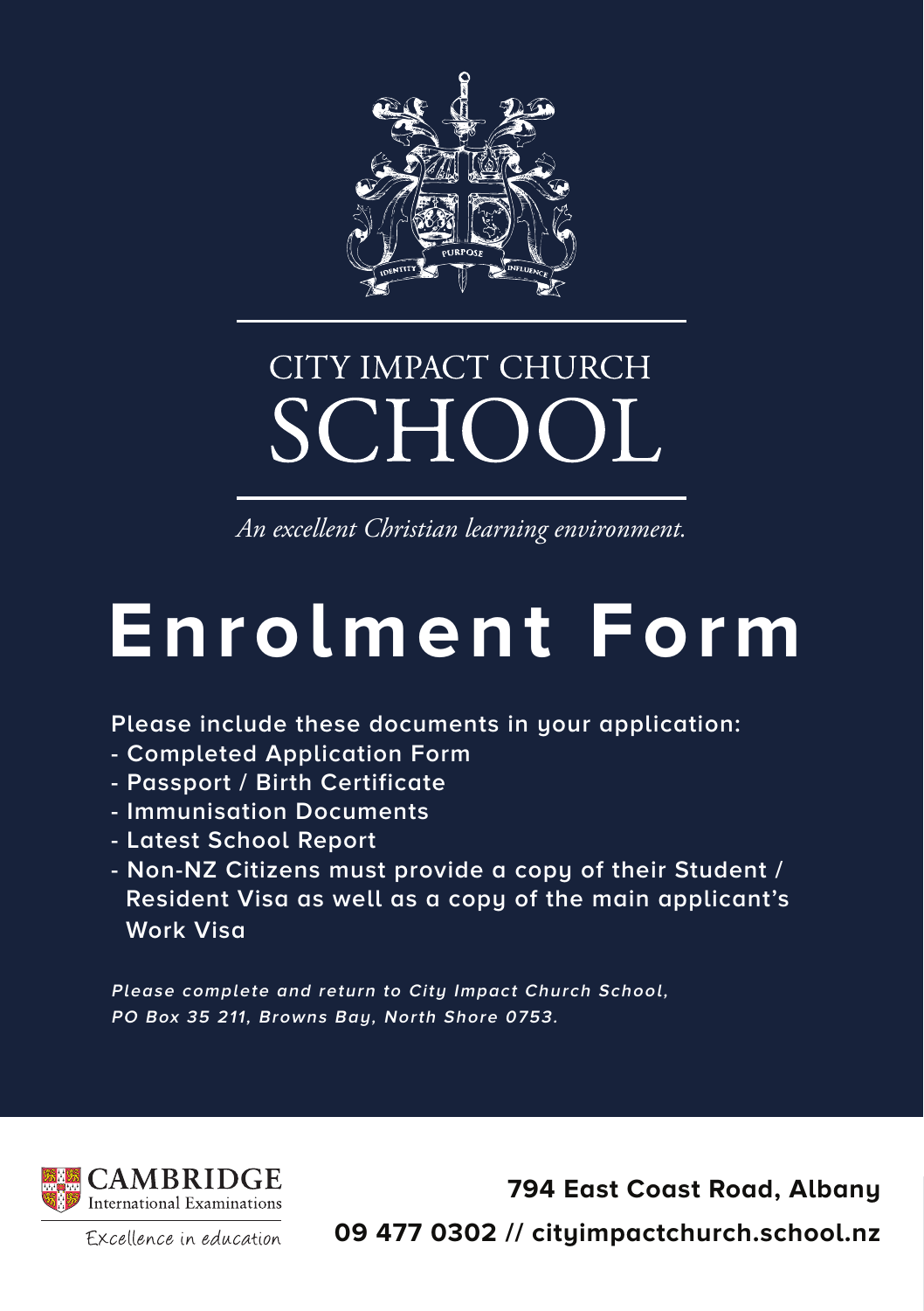CITY IMPACT CHURCH

# SCHOOL

*An excellent Christian learning environment.*

# Enrolment Form

**Please include these documents in your application:**

- **Completed Application Form**
- **Passport / Birth Certificate**
- **Immunisation Documents**
- **Latest School Report**
- **Non-NZ Citizens must provide a copy of their Student / Resident Visa as well as a copy of the main applicant's Work Visa**

***Please complete and return to City Impact Church School, PO Box 35 211, Browns Bay, North Shore 0753.***

CAMBRIDGE International Examinations

Excellence in education

**794 East Coast Road, Albany**

**09 477 0302 // cityimpactchurch.school.nz**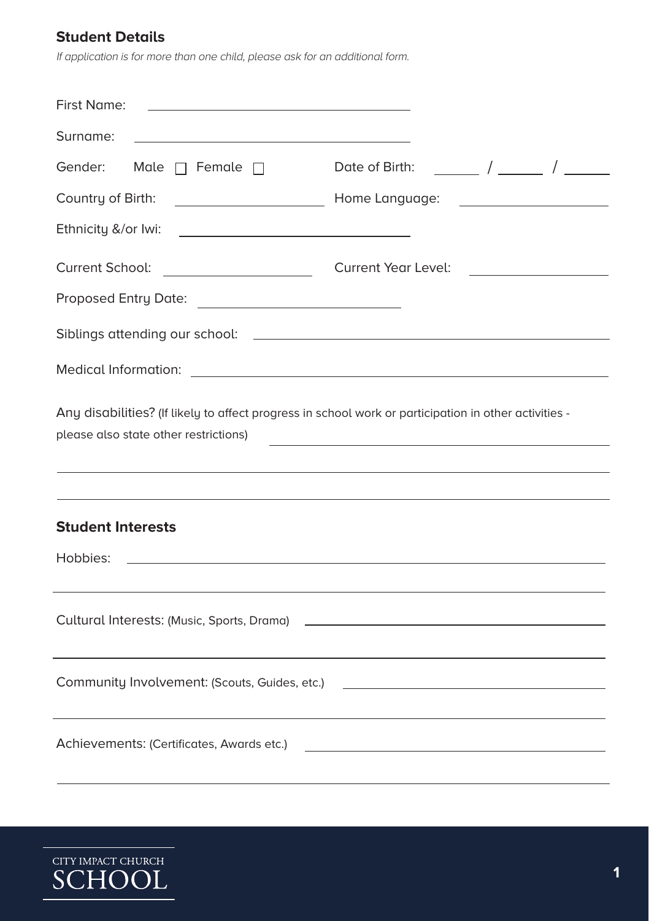## Student Details

*If application is for more than one child, please ask for an additional form.*

First Name: ______________________________

Surname: ______________________________

Gender: Male ☐ Female ☐ Date of Birth: _____ / _____ / _____

Country of Birth: ______________________ Home Language: ______________________

Ethnicity &/or Iwi: ______________________________

Current School: ______________________ Current Year Level: ______________________

Proposed Entry Date: ______________________________

Siblings attending our school: ______________________________

Medical Information: ______________________________

Any disabilities? (If likely to affect progress in school work or participation in other activities - please also state other restrictions) ______________________________

______________________________

______________________________

## Student Interests

Hobbies: ______________________________

______________________________

Cultural Interests: (Music, Sports, Drama) ______________________________

______________________________

Community Involvement: (Scouts, Guides, etc.) ______________________________

______________________________

Achievements: (Certificates, Awards etc.) ______________________________

______________________________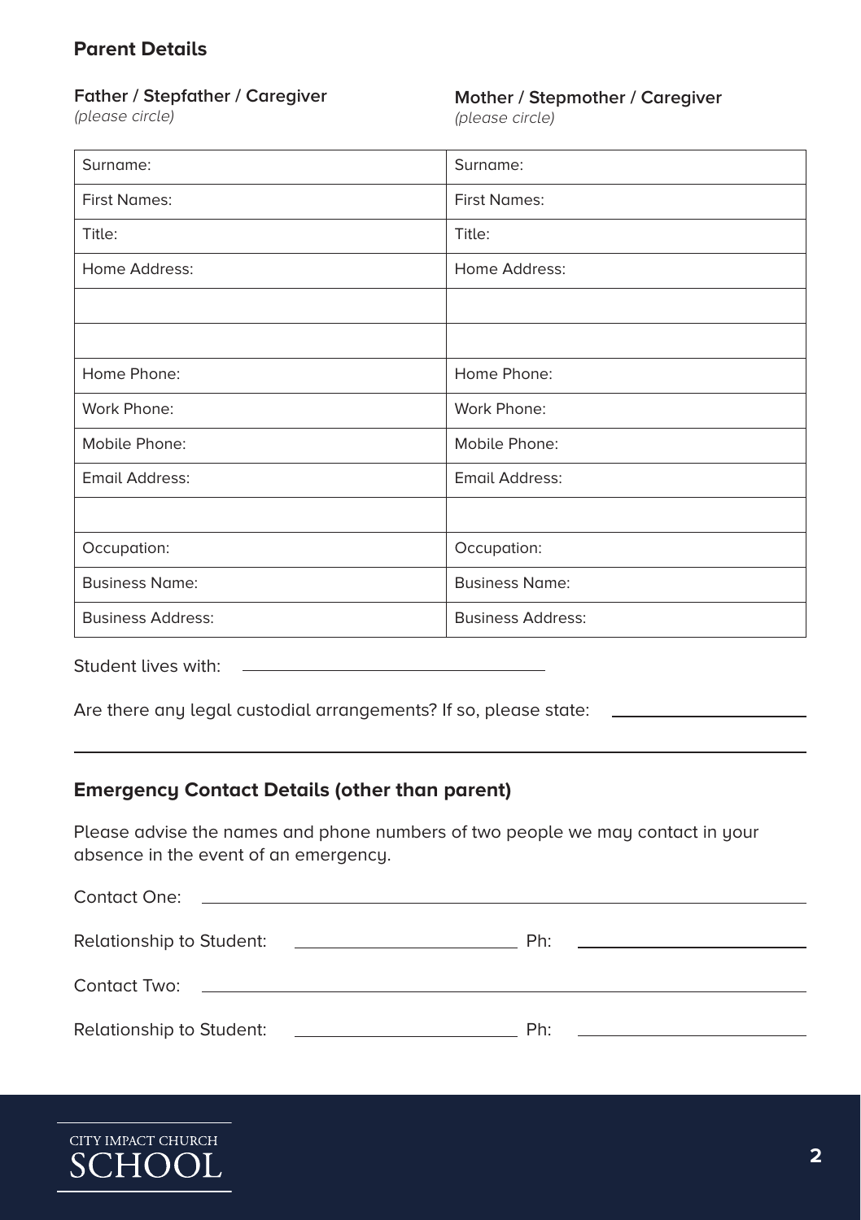## Parent Details

| **Father / Stepfather / Caregiver** *(please circle)* | **Mother / Stepmother / Caregiver** *(please circle)* |
|---|---|
| Surname: | Surname: |
| First Names: | First Names: |
| Title: | Title: |
| Home Address: | Home Address: |
| | |
| | |
| Home Phone: | Home Phone: |
| Work Phone: | Work Phone: |
| Mobile Phone: | Mobile Phone: |
| Email Address: | Email Address: |
| | |
| Occupation: | Occupation: |
| Business Name: | Business Name: |
| Business Address: | Business Address: |

Student lives with: ______________________________

Are there any legal custodial arrangements? If so, please state: ____________________

______________________________________________________________________

## Emergency Contact Details (other than parent)

Please advise the names and phone numbers of two people we may contact in your absence in the event of an emergency.

Contact One: ______________________________________________________________

Relationship to Student: ______________________ Ph: ______________________

Contact Two: ______________________________________________________________

Relationship to Student: ______________________ Ph: ______________________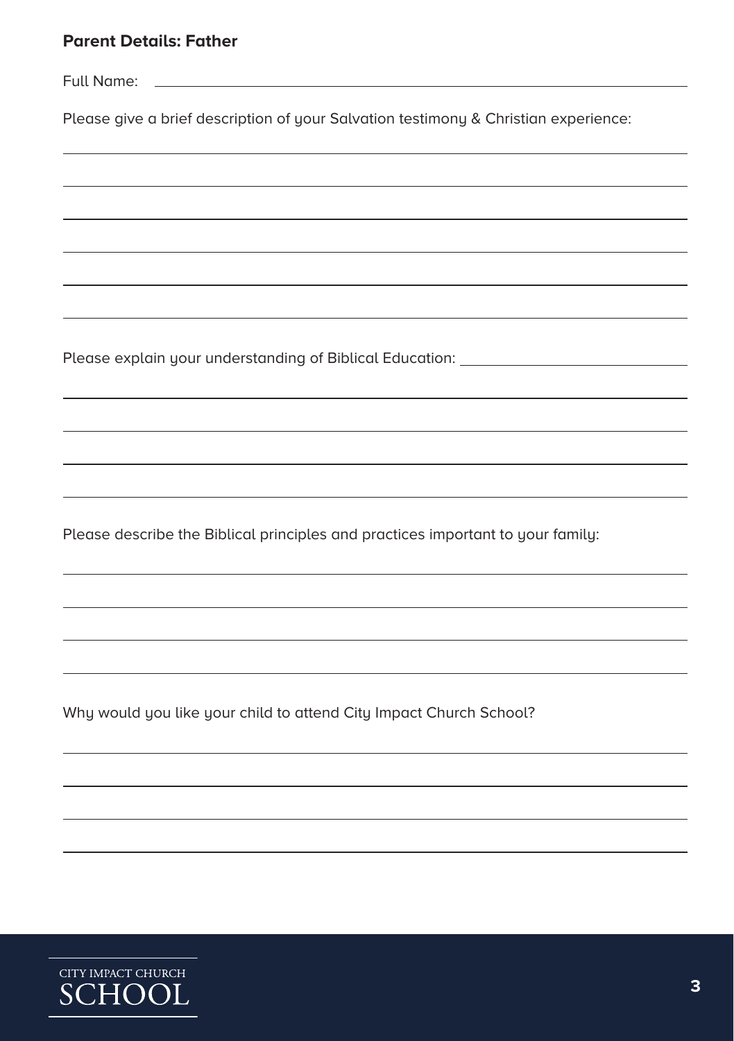**Parent Details: Father**

Full Name: ______________________________________________

Please give a brief description of your Salvation testimony & Christian experience:

______________________________________________

______________________________________________

______________________________________________

______________________________________________

______________________________________________

______________________________________________

Please explain your understanding of Biblical Education: ______________________

______________________________________________

______________________________________________

______________________________________________

______________________________________________

Please describe the Biblical principles and practices important to your family:

______________________________________________

______________________________________________

______________________________________________

______________________________________________

Why would you like your child to attend City Impact Church School?

______________________________________________

______________________________________________

______________________________________________

______________________________________________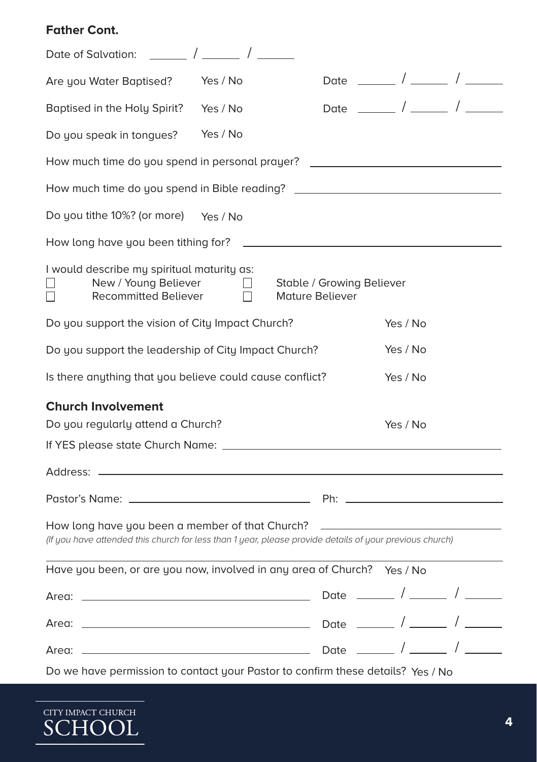**Father Cont.**

Date of Salvation: \_\_\_\_\_\_ / \_\_\_\_\_\_ / \_\_\_\_\_\_

Are you Water Baptised? Yes / No Date \_\_\_\_\_\_ / \_\_\_\_\_\_ / \_\_\_\_\_\_

Baptised in the Holy Spirit? Yes / No Date \_\_\_\_\_\_ / \_\_\_\_\_\_ / \_\_\_\_\_\_

Do you speak in tongues? Yes / No

How much time do you spend in personal prayer? \_\_\_\_\_\_\_\_\_\_\_\_\_\_\_\_\_\_\_\_\_\_\_\_\_\_\_\_\_\_

How much time do you spend in Bible reading? \_\_\_\_\_\_\_\_\_\_\_\_\_\_\_\_\_\_\_\_\_\_\_\_\_\_\_\_\_\_

Do you tithe 10%? (or more) Yes / No

How long have you been tithing for? \_\_\_\_\_\_\_\_\_\_\_\_\_\_\_\_\_\_\_\_\_\_\_\_\_\_\_\_\_\_

I would describe my spiritual maturity as:

- ☐ New / Young Believer
- ☐ Stable / Growing Believer
- ☐ Recommitted Believer
- ☐ Mature Believer

Do you support the vision of City Impact Church? Yes / No

Do you support the leadership of City Impact Church? Yes / No

Is there anything that you believe could cause conflict? Yes / No

**Church Involvement**

Do you regularly attend a Church? Yes / No

If YES please state Church Name: \_\_\_\_\_\_\_\_\_\_\_\_\_\_\_\_\_\_\_\_\_\_\_\_\_\_\_\_\_\_

Address: \_\_\_\_\_\_\_\_\_\_\_\_\_\_\_\_\_\_\_\_\_\_\_\_\_\_\_\_\_\_

Pastor's Name: \_\_\_\_\_\_\_\_\_\_\_\_\_\_\_\_\_\_\_\_ Ph: \_\_\_\_\_\_\_\_\_\_\_\_\_\_\_\_\_\_\_\_

How long have you been a member of that Church? \_\_\_\_\_\_\_\_\_\_\_\_\_\_\_\_\_\_\_\_

*(If you have attended this church for less than 1 year, please provide details of your previous church)*

\_\_\_\_\_\_\_\_\_\_\_\_\_\_\_\_\_\_\_\_\_\_\_\_\_\_\_\_\_\_

Have you been, or are you now, involved in any area of Church? Yes / No

Area: \_\_\_\_\_\_\_\_\_\_\_\_\_\_\_\_\_\_\_\_ Date \_\_\_\_\_\_ / \_\_\_\_\_\_ / \_\_\_\_\_\_

Area: \_\_\_\_\_\_\_\_\_\_\_\_\_\_\_\_\_\_\_\_ Date \_\_\_\_\_\_ / \_\_\_\_\_\_ / \_\_\_\_\_\_

Area: \_\_\_\_\_\_\_\_\_\_\_\_\_\_\_\_\_\_\_\_ Date \_\_\_\_\_\_ / \_\_\_\_\_\_ / \_\_\_\_\_\_

Do we have permission to contact your Pastor to confirm these details? Yes / No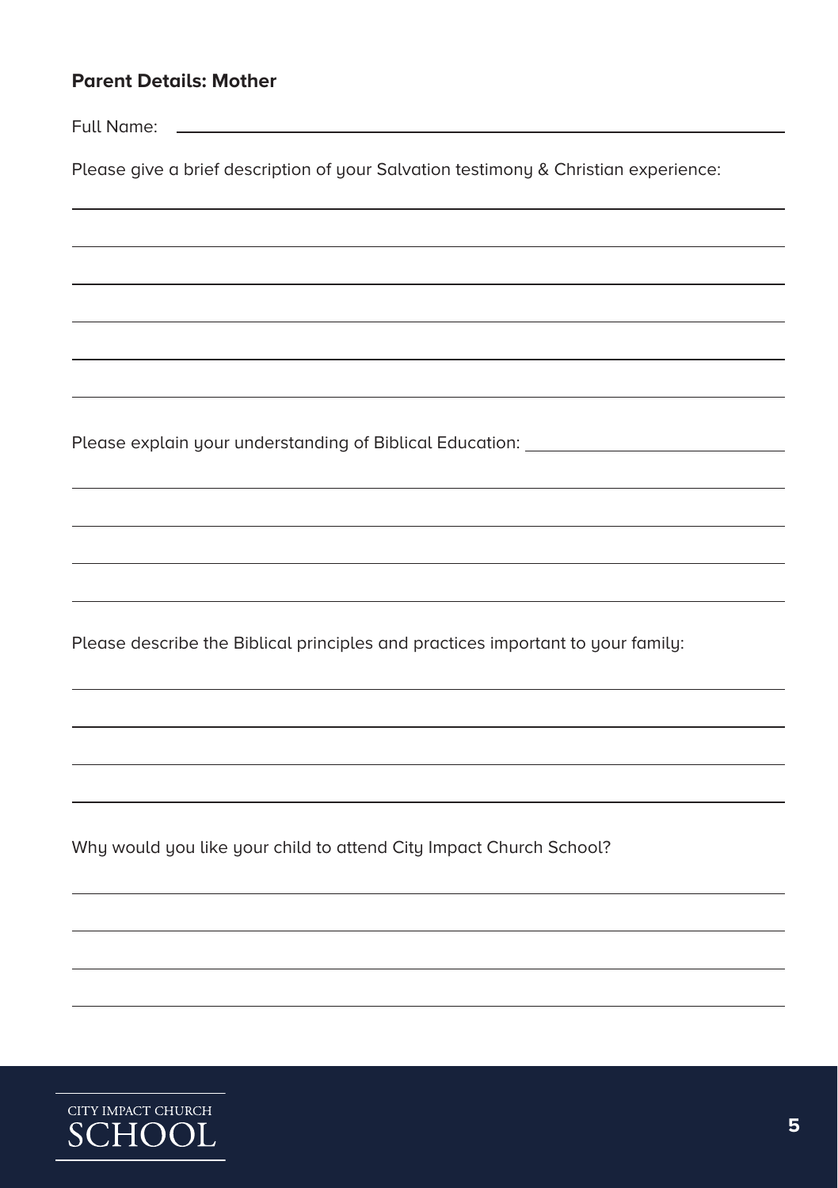**Parent Details: Mother**

Full Name: \_\_\_\_\_\_\_\_\_\_\_\_\_\_\_\_\_\_\_\_\_\_\_\_\_\_\_\_\_\_\_\_\_\_\_\_\_\_\_\_

Please give a brief description of your Salvation testimony & Christian experience:

\_\_\_\_\_\_\_\_\_\_\_\_\_\_\_\_\_\_\_\_\_\_\_\_\_\_\_\_\_\_\_\_\_\_\_\_\_\_\_\_\_\_\_\_\_\_\_\_\_\_\_\_

\_\_\_\_\_\_\_\_\_\_\_\_\_\_\_\_\_\_\_\_\_\_\_\_\_\_\_\_\_\_\_\_\_\_\_\_\_\_\_\_\_\_\_\_\_\_\_\_\_\_\_\_

\_\_\_\_\_\_\_\_\_\_\_\_\_\_\_\_\_\_\_\_\_\_\_\_\_\_\_\_\_\_\_\_\_\_\_\_\_\_\_\_\_\_\_\_\_\_\_\_\_\_\_\_

\_\_\_\_\_\_\_\_\_\_\_\_\_\_\_\_\_\_\_\_\_\_\_\_\_\_\_\_\_\_\_\_\_\_\_\_\_\_\_\_\_\_\_\_\_\_\_\_\_\_\_\_

\_\_\_\_\_\_\_\_\_\_\_\_\_\_\_\_\_\_\_\_\_\_\_\_\_\_\_\_\_\_\_\_\_\_\_\_\_\_\_\_\_\_\_\_\_\_\_\_\_\_\_\_

\_\_\_\_\_\_\_\_\_\_\_\_\_\_\_\_\_\_\_\_\_\_\_\_\_\_\_\_\_\_\_\_\_\_\_\_\_\_\_\_\_\_\_\_\_\_\_\_\_\_\_\_

Please explain your understanding of Biblical Education: \_\_\_\_\_\_\_\_\_\_\_\_\_\_\_\_\_\_\_\_\_\_\_\_

\_\_\_\_\_\_\_\_\_\_\_\_\_\_\_\_\_\_\_\_\_\_\_\_\_\_\_\_\_\_\_\_\_\_\_\_\_\_\_\_\_\_\_\_\_\_\_\_\_\_\_\_

\_\_\_\_\_\_\_\_\_\_\_\_\_\_\_\_\_\_\_\_\_\_\_\_\_\_\_\_\_\_\_\_\_\_\_\_\_\_\_\_\_\_\_\_\_\_\_\_\_\_\_\_

\_\_\_\_\_\_\_\_\_\_\_\_\_\_\_\_\_\_\_\_\_\_\_\_\_\_\_\_\_\_\_\_\_\_\_\_\_\_\_\_\_\_\_\_\_\_\_\_\_\_\_\_

\_\_\_\_\_\_\_\_\_\_\_\_\_\_\_\_\_\_\_\_\_\_\_\_\_\_\_\_\_\_\_\_\_\_\_\_\_\_\_\_\_\_\_\_\_\_\_\_\_\_\_\_

Please describe the Biblical principles and practices important to your family:

\_\_\_\_\_\_\_\_\_\_\_\_\_\_\_\_\_\_\_\_\_\_\_\_\_\_\_\_\_\_\_\_\_\_\_\_\_\_\_\_\_\_\_\_\_\_\_\_\_\_\_\_

\_\_\_\_\_\_\_\_\_\_\_\_\_\_\_\_\_\_\_\_\_\_\_\_\_\_\_\_\_\_\_\_\_\_\_\_\_\_\_\_\_\_\_\_\_\_\_\_\_\_\_\_

\_\_\_\_\_\_\_\_\_\_\_\_\_\_\_\_\_\_\_\_\_\_\_\_\_\_\_\_\_\_\_\_\_\_\_\_\_\_\_\_\_\_\_\_\_\_\_\_\_\_\_\_

\_\_\_\_\_\_\_\_\_\_\_\_\_\_\_\_\_\_\_\_\_\_\_\_\_\_\_\_\_\_\_\_\_\_\_\_\_\_\_\_\_\_\_\_\_\_\_\_\_\_\_\_

Why would you like your child to attend City Impact Church School?

\_\_\_\_\_\_\_\_\_\_\_\_\_\_\_\_\_\_\_\_\_\_\_\_\_\_\_\_\_\_\_\_\_\_\_\_\_\_\_\_\_\_\_\_\_\_\_\_\_\_\_\_

\_\_\_\_\_\_\_\_\_\_\_\_\_\_\_\_\_\_\_\_\_\_\_\_\_\_\_\_\_\_\_\_\_\_\_\_\_\_\_\_\_\_\_\_\_\_\_\_\_\_\_\_

\_\_\_\_\_\_\_\_\_\_\_\_\_\_\_\_\_\_\_\_\_\_\_\_\_\_\_\_\_\_\_\_\_\_\_\_\_\_\_\_\_\_\_\_\_\_\_\_\_\_\_\_

\_\_\_\_\_\_\_\_\_\_\_\_\_\_\_\_\_\_\_\_\_\_\_\_\_\_\_\_\_\_\_\_\_\_\_\_\_\_\_\_\_\_\_\_\_\_\_\_\_\_\_\_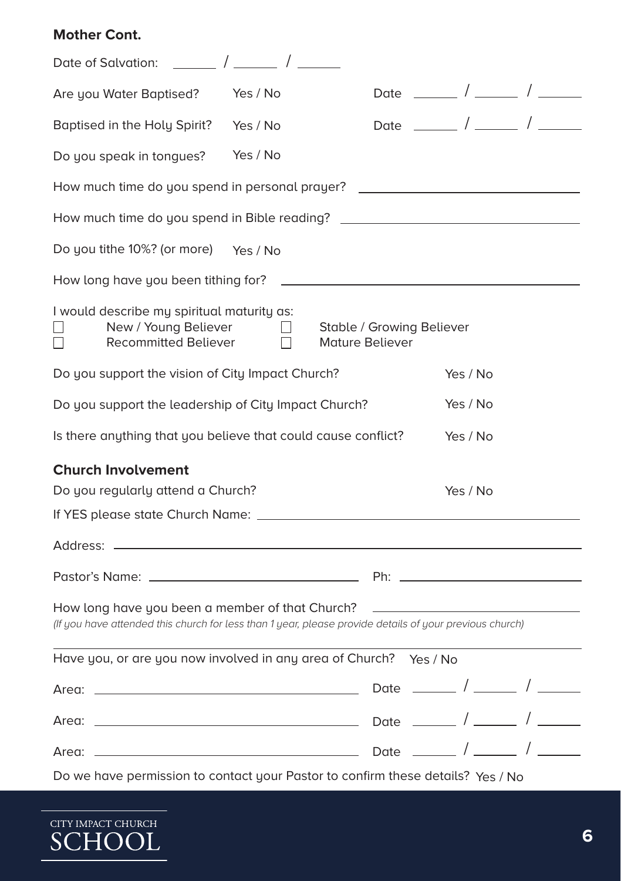**Mother Cont.**

Date of Salvation: ______ / ______ / ______

Are you Water Baptised? Yes / No Date ______ / ______ / ______

Baptised in the Holy Spirit? Yes / No Date ______ / ______ / ______

Do you speak in tongues? Yes / No

How much time do you spend in personal prayer? ______________________________

How much time do you spend in Bible reading? ______________________________

Do you tithe 10%? (or more) Yes / No

How long have you been tithing for? ______________________________

I would describe my spiritual maturity as:

- ☐ New / Young Believer
- ☐ Stable / Growing Believer
- ☐ Recommitted Believer
- ☐ Mature Believer

Do you support the vision of City Impact Church? Yes / No

Do you support the leadership of City Impact Church? Yes / No

Is there anything that you believe that could cause conflict? Yes / No

**Church Involvement**

Do you regularly attend a Church? Yes / No

If YES please state Church Name: ______________________________

Address: ______________________________

Pastor's Name: ______________________________ Ph: ______________________________

How long have you been a member of that Church? ______________________________

*(If you have attended this church for less than 1 year, please provide details of your previous church)*

______________________________

Have you, or are you now involved in any area of Church? Yes / No

Area: ______________________________ Date ______ / ______ / ______

Area: ______________________________ Date ______ / ______ / ______

Area: ______________________________ Date ______ / ______ / ______

Do we have permission to contact your Pastor to confirm these details? Yes / No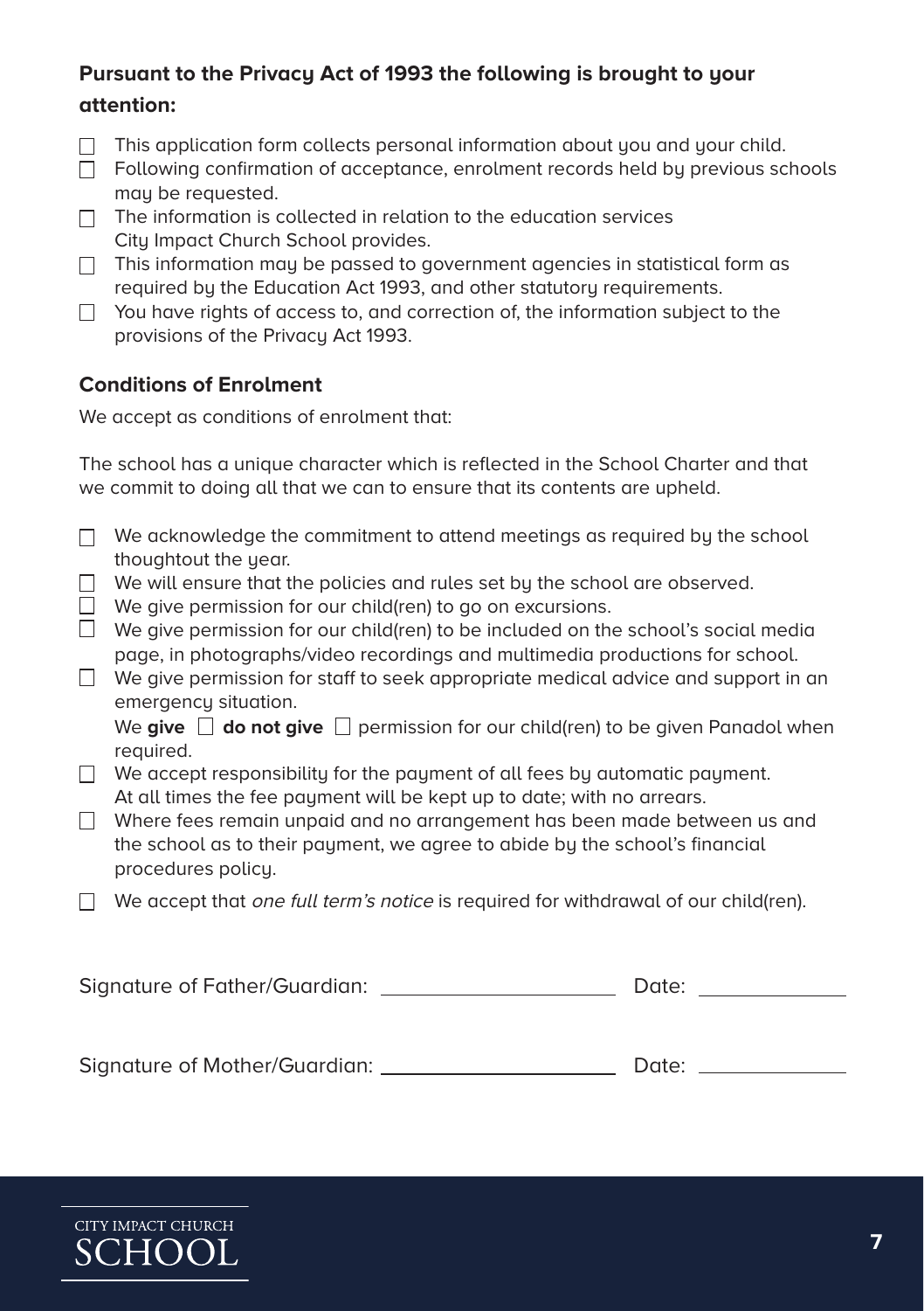**Pursuant to the Privacy Act of 1993 the following is brought to your attention:**

- ☐ This application form collects personal information about you and your child.
- ☐ Following confirmation of acceptance, enrolment records held by previous schools may be requested.
- ☐ The information is collected in relation to the education services City Impact Church School provides.
- ☐ This information may be passed to government agencies in statistical form as required by the Education Act 1993, and other statutory requirements.
- ☐ You have rights of access to, and correction of, the information subject to the provisions of the Privacy Act 1993.

**Conditions of Enrolment**

We accept as conditions of enrolment that:

The school has a unique character which is reflected in the School Charter and that we commit to doing all that we can to ensure that its contents are upheld.

- ☐ We acknowledge the commitment to attend meetings as required by the school thoughtout the year.
- ☐ We will ensure that the policies and rules set by the school are observed.
- ☐ We give permission for our child(ren) to go on excursions.
- ☐ We give permission for our child(ren) to be included on the school's social media page, in photographs/video recordings and multimedia productions for school.
- ☐ We give permission for staff to seek appropriate medical advice and support in an emergency situation.
  We **give** ☐ **do not give** ☐ permission for our child(ren) to be given Panadol when required.
- ☐ We accept responsibility for the payment of all fees by automatic payment. At all times the fee payment will be kept up to date; with no arrears.
- ☐ Where fees remain unpaid and no arrangement has been made between us and the school as to their payment, we agree to abide by the school's financial procedures policy.
- ☐ We accept that *one full term's notice* is required for withdrawal of our child(ren).

Signature of Father/Guardian: ____________________ Date: ____________

Signature of Mother/Guardian: ____________________ Date: ____________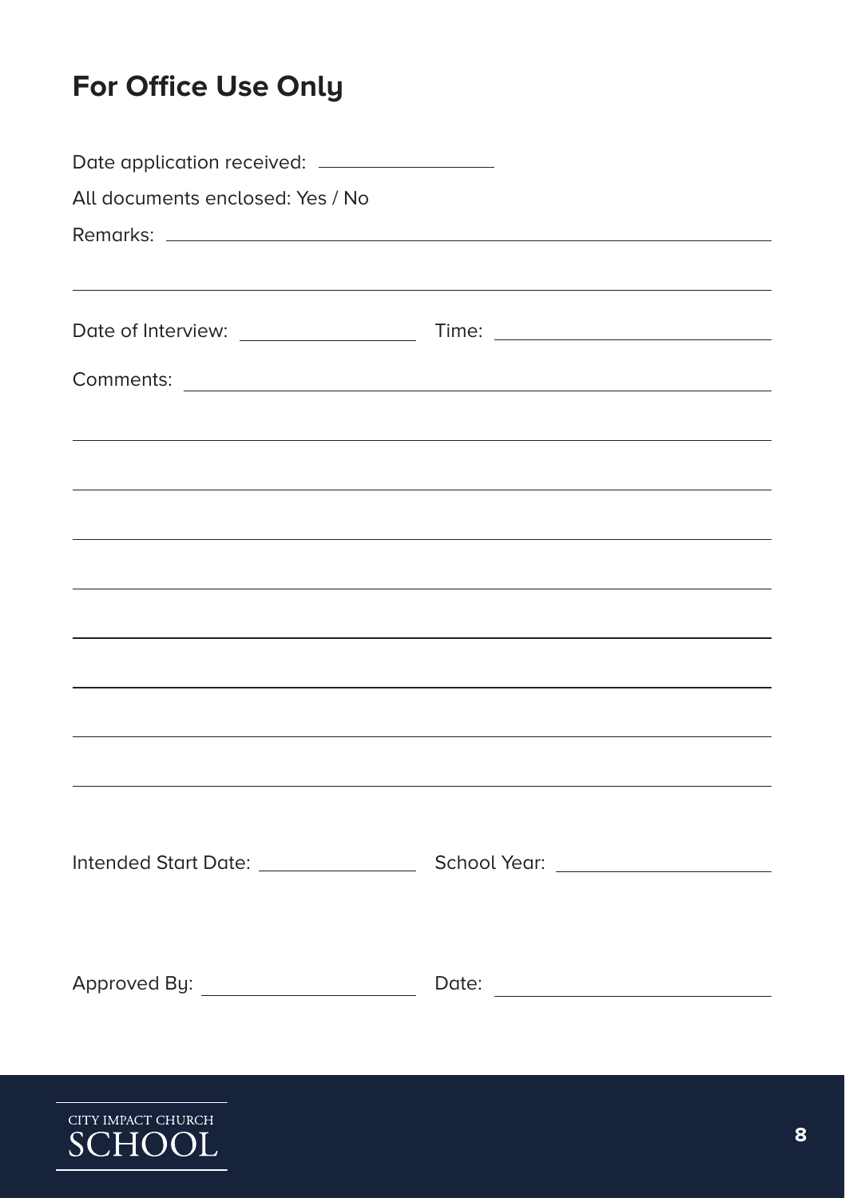## For Office Use Only

Date application received: ____________________

All documents enclosed: Yes / No

Remarks: ____________________________________________________________

______________________________________________________________________

Date of Interview: ____________________ Time: ____________________

Comments: ____________________________________________________________

______________________________________________________________________

______________________________________________________________________

______________________________________________________________________

______________________________________________________________________

______________________________________________________________________

______________________________________________________________________

______________________________________________________________________

______________________________________________________________________

Intended Start Date: ____________________ School Year: ____________________

Approved By: ____________________ Date: ____________________

CITY IMPACT CHURCH
SCHOOL